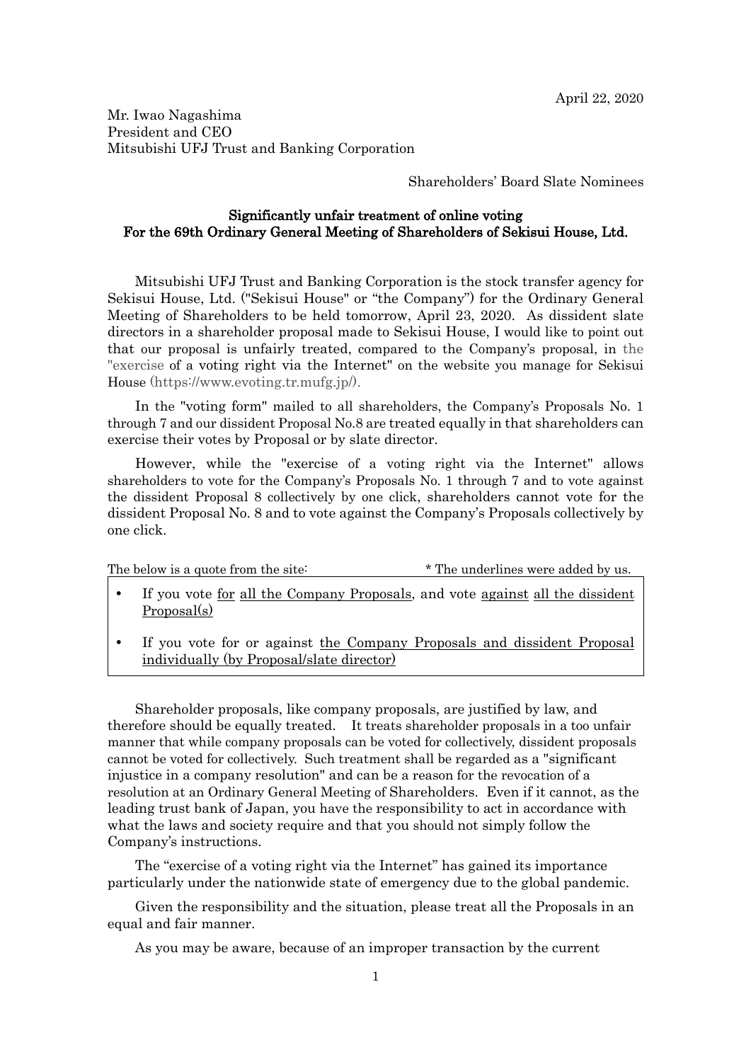April 22, 2020

Mr. Iwao Nagashima
President and CEO
Mitsubishi UFJ Trust and Banking Corporation

Shareholders' Board Slate Nominees

**Significantly unfair treatment of online voting**
**For the 69th Ordinary General Meeting of Shareholders of Sekisui House, Ltd.**

Mitsubishi UFJ Trust and Banking Corporation is the stock transfer agency for Sekisui House, Ltd. ("Sekisui House" or "the Company") for the Ordinary General Meeting of Shareholders to be held tomorrow, April 23, 2020. As dissident slate directors in a shareholder proposal made to Sekisui House, I would like to point out that our proposal is unfairly treated, compared to the Company's proposal, in the "exercise of a voting right via the Internet" on the website you manage for Sekisui House (https://www.evoting.tr.mufg.jp/).

In the "voting form" mailed to all shareholders, the Company's Proposals No. 1 through 7 and our dissident Proposal No.8 are treated equally in that shareholders can exercise their votes by Proposal or by slate director.

However, while the "exercise of a voting right via the Internet" allows shareholders to vote for the Company's Proposals No. 1 through 7 and to vote against the dissident Proposal 8 collectively by one click, shareholders cannot vote for the dissident Proposal No. 8 and to vote against the Company's Proposals collectively by one click.

The below is a quote from the site: * The underlines were added by us.

- If you vote <u>for</u> <u>all the Company Proposals</u>, and vote <u>against</u> <u>all the dissident Proposal(s)</u>
- If you vote for or against <u>the Company Proposals and dissident Proposal individually (by Proposal/slate director)</u>

Shareholder proposals, like company proposals, are justified by law, and therefore should be equally treated. It treats shareholder proposals in a too unfair manner that while company proposals can be voted for collectively, dissident proposals cannot be voted for collectively. Such treatment shall be regarded as a "significant injustice in a company resolution" and can be a reason for the revocation of a resolution at an Ordinary General Meeting of Shareholders. Even if it cannot, as the leading trust bank of Japan, you have the responsibility to act in accordance with what the laws and society require and that you should not simply follow the Company's instructions.

The "exercise of a voting right via the Internet" has gained its importance particularly under the nationwide state of emergency due to the global pandemic.

Given the responsibility and the situation, please treat all the Proposals in an equal and fair manner.

As you may be aware, because of an improper transaction by the current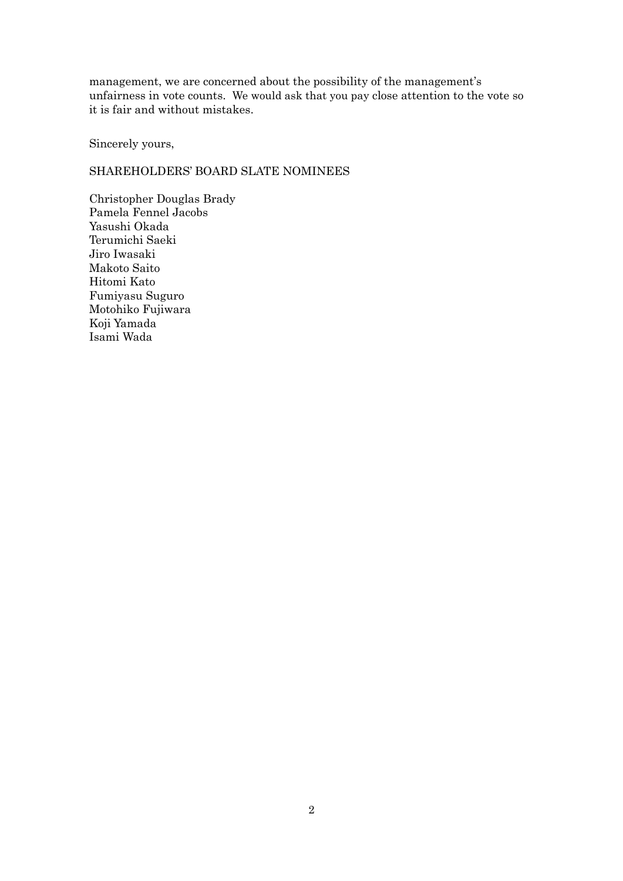management, we are concerned about the possibility of the management's unfairness in vote counts. We would ask that you pay close attention to the vote so it is fair and without mistakes.

Sincerely yours,

SHAREHOLDERS' BOARD SLATE NOMINEES

Christopher Douglas Brady
Pamela Fennel Jacobs
Yasushi Okada
Terumichi Saeki
Jiro Iwasaki
Makoto Saito
Hitomi Kato
Fumiyasu Suguro
Motohiko Fujiwara
Koji Yamada
Isami Wada